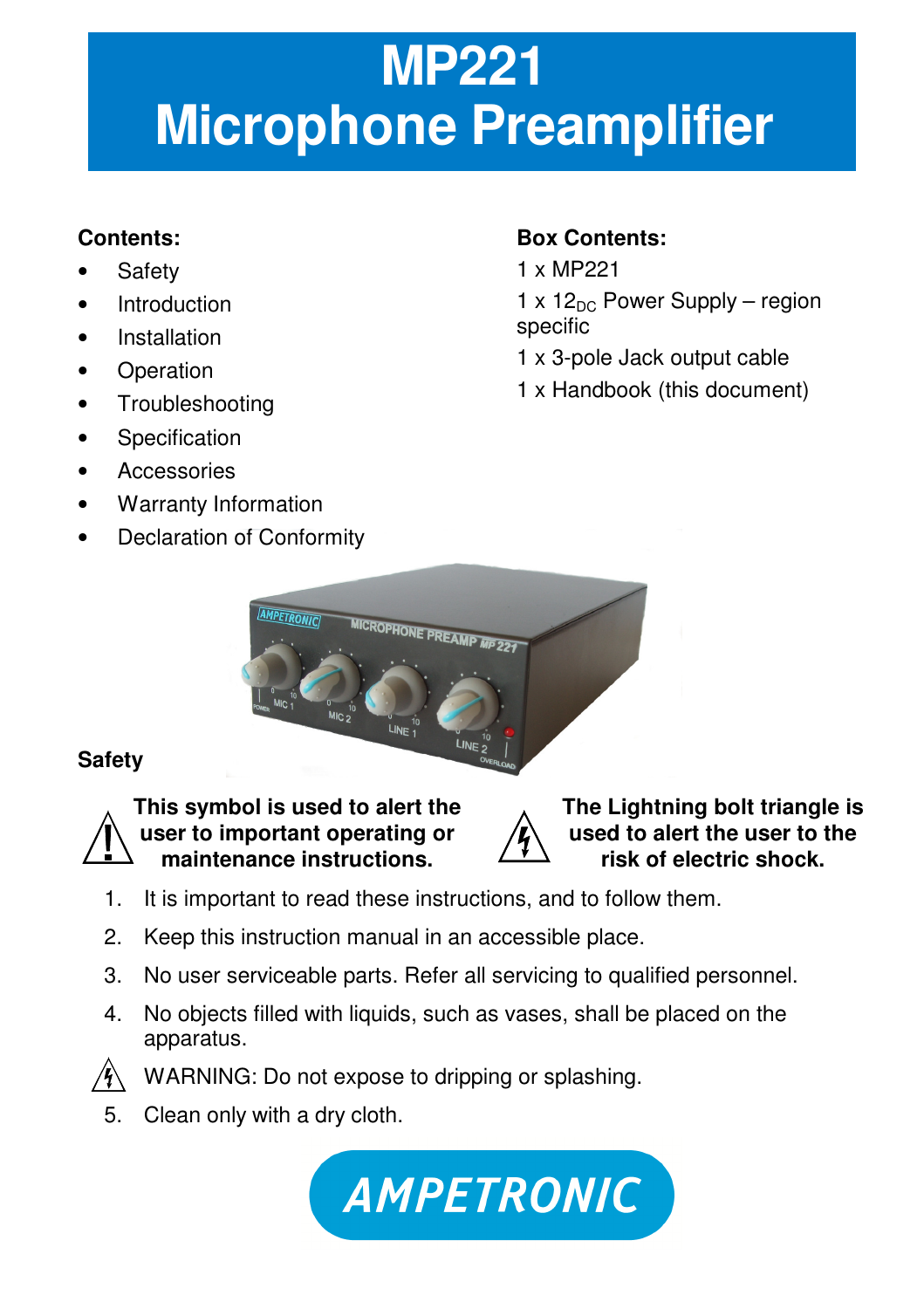# MP221 Microphone Preamplifier

**Contents:**

- Safety
- Introduction
- Installation
- Operation
- Troubleshooting
- Specification
- Accessories
- Warranty Information
- Declaration of Conformity

**Box Contents:**

1 x MP221

1 x $12_{DC}$ Power Supply – region specific

1 x 3-pole Jack output cable

1 x Handbook (this document)

## Safety

**This symbol is used to alert the user to important operating or maintenance instructions.**

**The Lightning bolt triangle is used to alert the user to the risk of electric shock.**

1. It is important to read these instructions, and to follow them.
2. Keep this instruction manual in an accessible place.
3. No user serviceable parts. Refer all servicing to qualified personnel.
4. No objects filled with liquids, such as vases, shall be placed on the apparatus.

WARNING: Do not expose to dripping or splashing.

5. Clean only with a dry cloth.

AMPETRONIC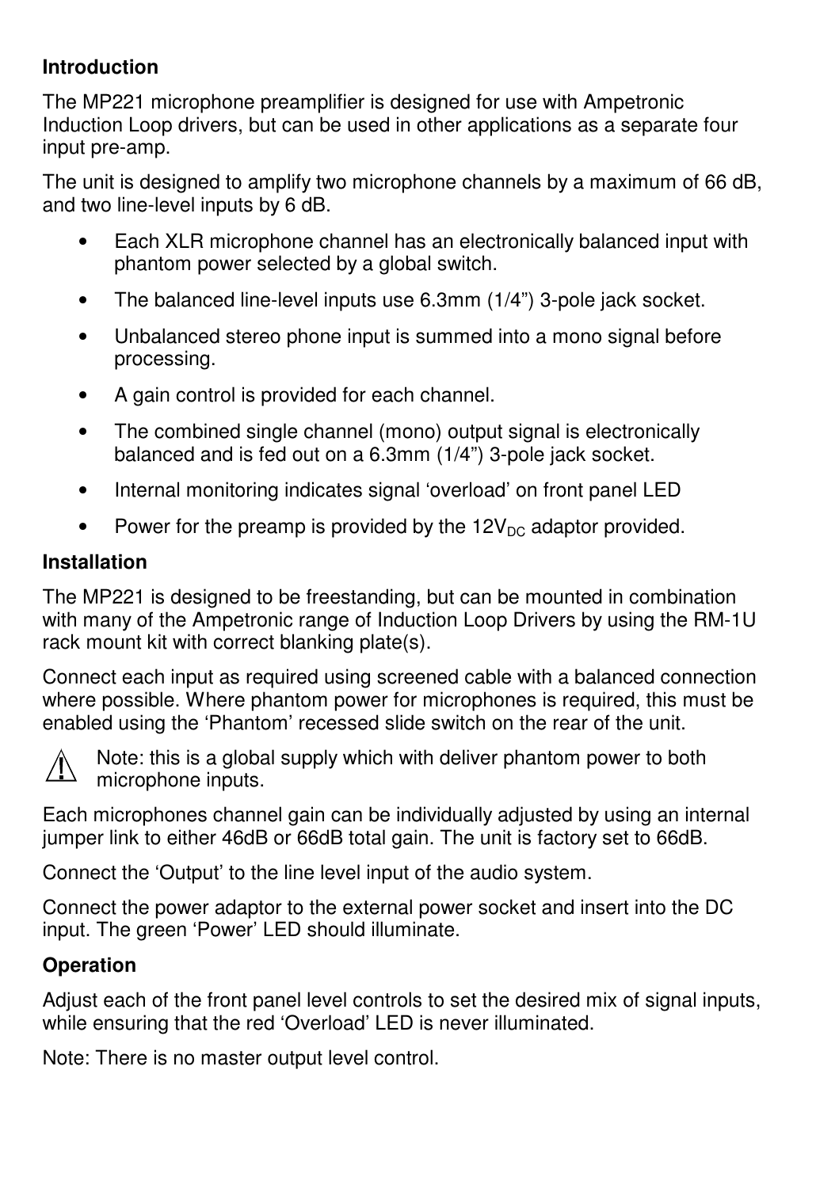**Introduction**

The MP221 microphone preamplifier is designed for use with Ampetronic Induction Loop drivers, but can be used in other applications as a separate four input pre-amp.

The unit is designed to amplify two microphone channels by a maximum of 66 dB, and two line-level inputs by 6 dB.

- Each XLR microphone channel has an electronically balanced input with phantom power selected by a global switch.
- The balanced line-level inputs use 6.3mm (1/4") 3-pole jack socket.
- Unbalanced stereo phone input is summed into a mono signal before processing.
- A gain control is provided for each channel.
- The combined single channel (mono) output signal is electronically balanced and is fed out on a 6.3mm (1/4") 3-pole jack socket.
- Internal monitoring indicates signal 'overload' on front panel LED
- Power for the preamp is provided by the $12V_{DC}$ adaptor provided.

**Installation**

The MP221 is designed to be freestanding, but can be mounted in combination with many of the Ampetronic range of Induction Loop Drivers by using the RM-1U rack mount kit with correct blanking plate(s).

Connect each input as required using screened cable with a balanced connection where possible. Where phantom power for microphones is required, this must be enabled using the 'Phantom' recessed slide switch on the rear of the unit.

⚠ Note: this is a global supply which with deliver phantom power to both microphone inputs.

Each microphones channel gain can be individually adjusted by using an internal jumper link to either 46dB or 66dB total gain. The unit is factory set to 66dB.

Connect the 'Output' to the line level input of the audio system.

Connect the power adaptor to the external power socket and insert into the DC input. The green 'Power' LED should illuminate.

**Operation**

Adjust each of the front panel level controls to set the desired mix of signal inputs, while ensuring that the red 'Overload' LED is never illuminated.

Note: There is no master output level control.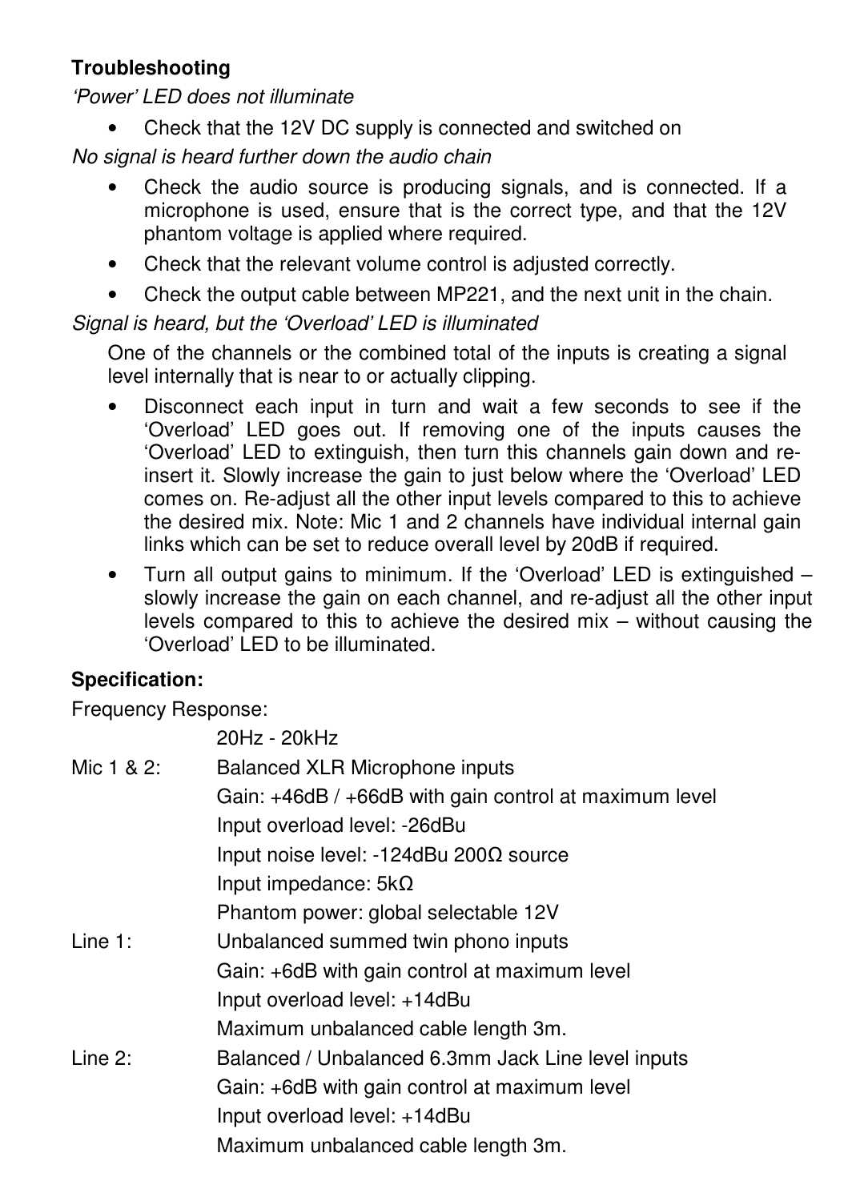**Troubleshooting**

*'Power' LED does not illuminate*

- Check that the 12V DC supply is connected and switched on

*No signal is heard further down the audio chain*

- Check the audio source is producing signals, and is connected. If a microphone is used, ensure that is the correct type, and that the 12V phantom voltage is applied where required.
- Check that the relevant volume control is adjusted correctly.
- Check the output cable between MP221, and the next unit in the chain.

*Signal is heard, but the 'Overload' LED is illuminated*

One of the channels or the combined total of the inputs is creating a signal level internally that is near to or actually clipping.

- Disconnect each input in turn and wait a few seconds to see if the 'Overload' LED goes out. If removing one of the inputs causes the 'Overload' LED to extinguish, then turn this channels gain down and re-insert it. Slowly increase the gain to just below where the 'Overload' LED comes on. Re-adjust all the other input levels compared to this to achieve the desired mix. Note: Mic 1 and 2 channels have individual internal gain links which can be set to reduce overall level by 20dB if required.
- Turn all output gains to minimum. If the 'Overload' LED is extinguished – slowly increase the gain on each channel, and re-adjust all the other input levels compared to this to achieve the desired mix – without causing the 'Overload' LED to be illuminated.

**Specification:**

Frequency Response:
20Hz - 20kHz

Mic 1 & 2:
Balanced XLR Microphone inputs
Gain: +46dB / +66dB with gain control at maximum level
Input overload level: -26dBu
Input noise level: -124dBu 200Ω source
Input impedance: 5kΩ
Phantom power: global selectable 12V

Line 1:
Unbalanced summed twin phono inputs
Gain: +6dB with gain control at maximum level
Input overload level: +14dBu
Maximum unbalanced cable length 3m.

Line 2:
Balanced / Unbalanced 6.3mm Jack Line level inputs
Gain: +6dB with gain control at maximum level
Input overload level: +14dBu
Maximum unbalanced cable length 3m.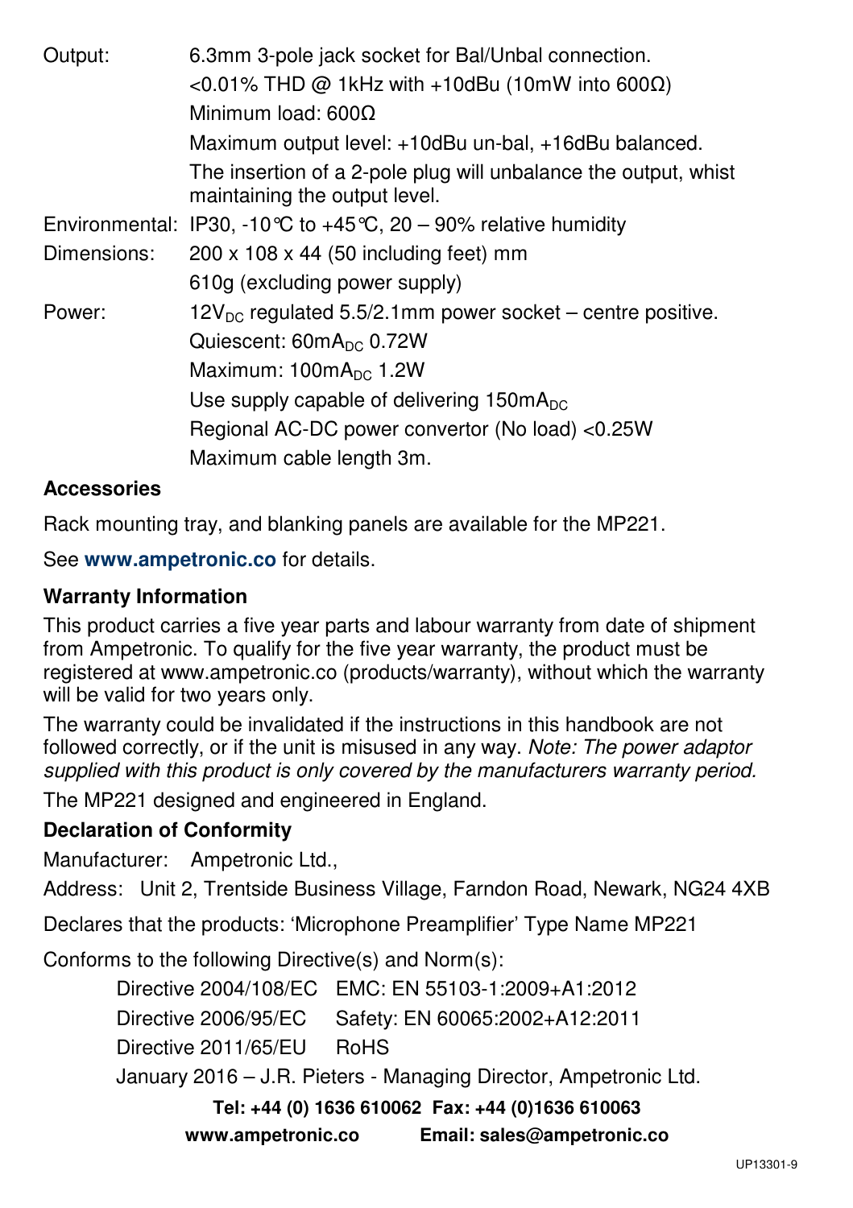| | |
|---|---|
| Output: | 6.3mm 3-pole jack socket for Bal/Unbal connection. |
| | <0.01% THD @ 1kHz with +10dBu (10mW into 600Ω) |
| | Minimum load: 600Ω |
| | Maximum output level: +10dBu un-bal, +16dBu balanced. |
| | The insertion of a 2-pole plug will unbalance the output, whist maintaining the output level. |
| Environmental: | IP30, -10℃ to +45℃, 20 – 90% relative humidity |
| Dimensions: | 200 x 108 x 44 (50 including feet) mm |
| | 610g (excluding power supply) |
| Power: | $12V_{DC}$ regulated 5.5/2.1mm power socket – centre positive. |
| | Quiescent: $60mA_{DC}$ 0.72W |
| | Maximum: $100mA_{DC}$ 1.2W |
| | Use supply capable of delivering $150mA_{DC}$ |
| | Regional AC-DC power convertor (No load) <0.25W |
| | Maximum cable length 3m. |

**Accessories**

Rack mounting tray, and blanking panels are available for the MP221.

See **www.ampetronic.co** for details.

**Warranty Information**

This product carries a five year parts and labour warranty from date of shipment from Ampetronic. To qualify for the five year warranty, the product must be registered at www.ampetronic.co (products/warranty), without which the warranty will be valid for two years only.

The warranty could be invalidated if the instructions in this handbook are not followed correctly, or if the unit is misused in any way. *Note: The power adaptor supplied with this product is only covered by the manufacturers warranty period.*

The MP221 designed and engineered in England.

**Declaration of Conformity**

Manufacturer: Ampetronic Ltd.,

Address: Unit 2, Trentside Business Village, Farndon Road, Newark, NG24 4XB

Declares that the products: 'Microphone Preamplifier' Type Name MP221

Conforms to the following Directive(s) and Norm(s):

| | |
|---|---|
| Directive 2004/108/EC | EMC: EN 55103-1:2009+A1:2012 |
| Directive 2006/95/EC | Safety: EN 60065:2002+A12:2011 |
| Directive 2011/65/EU | RoHS |

January 2016 – J.R. Pieters - Managing Director, Ampetronic Ltd.

**Tel: +44 (0) 1636 610062 Fax: +44 (0)1636 610063**

**www.ampetronic.co Email: sales@ampetronic.co**

UP13301-9